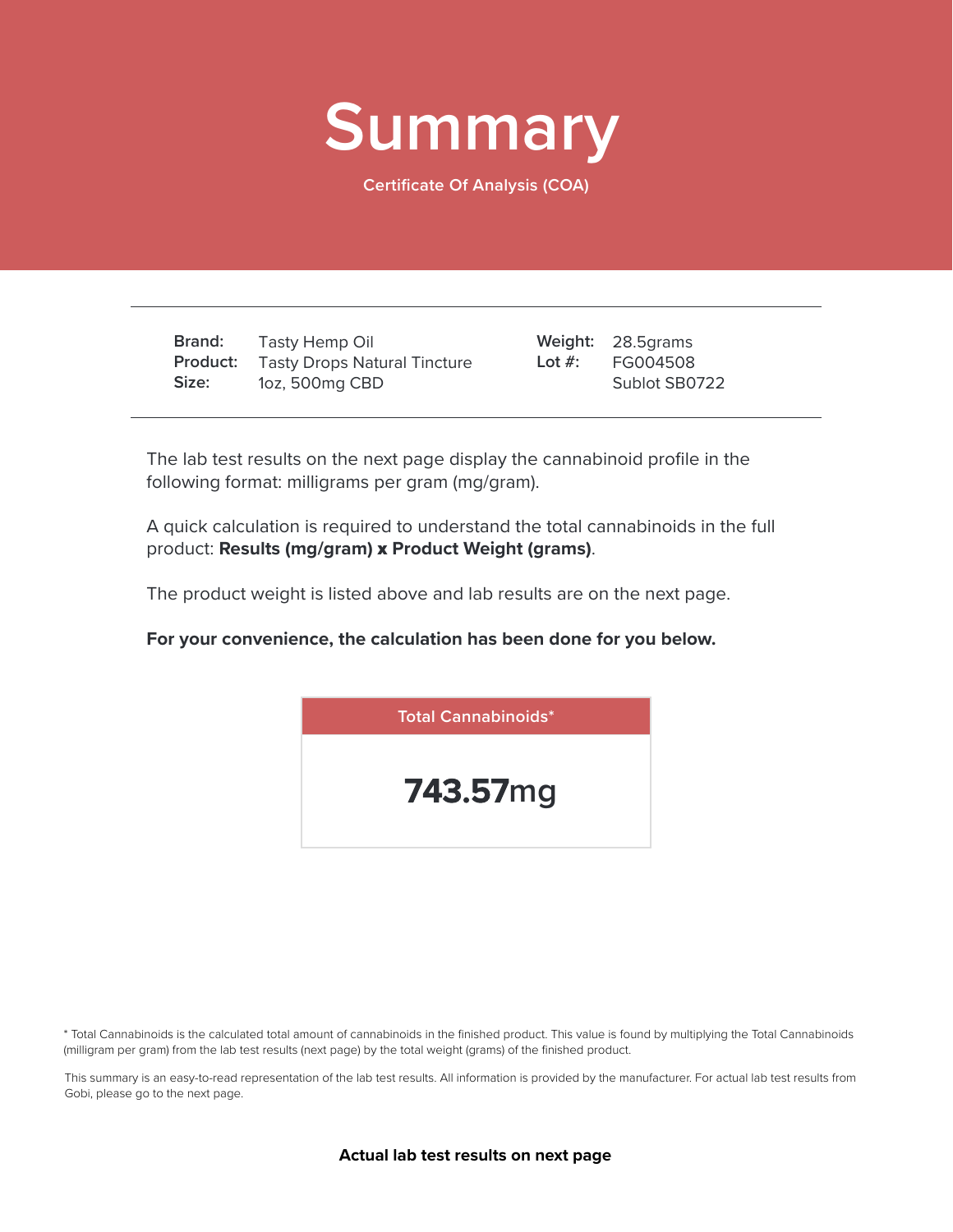# Summary

Certificate Of Analysis (COA)

| | | | |
|---|---|---|---|
| **Brand:** | Tasty Hemp Oil | **Weight:** | 28.5grams |
| **Product:** | Tasty Drops Natural Tincture | **Lot #:** | FG004508 |
| **Size:** | 1oz, 500mg CBD | | Sublot SB0722 |

The lab test results on the next page display the cannabinoid profile in the following format: milligrams per gram (mg/gram).

A quick calculation is required to understand the total cannabinoids in the full product: **Results (mg/gram) x Product Weight (grams)**.

The product weight is listed above and lab results are on the next page.

**For your convenience, the calculation has been done for you below.**

| Total Cannabinoids* |
|---|
| **743.57**mg |

* Total Cannabinoids is the calculated total amount of cannabinoids in the finished product. This value is found by multiplying the Total Cannabinoids (milligram per gram) from the lab test results (next page) by the total weight (grams) of the finished product.

This summary is an easy-to-read representation of the lab test results. All information is provided by the manufacturer. For actual lab test results from Gobi, please go to the next page.

**Actual lab test results on next page**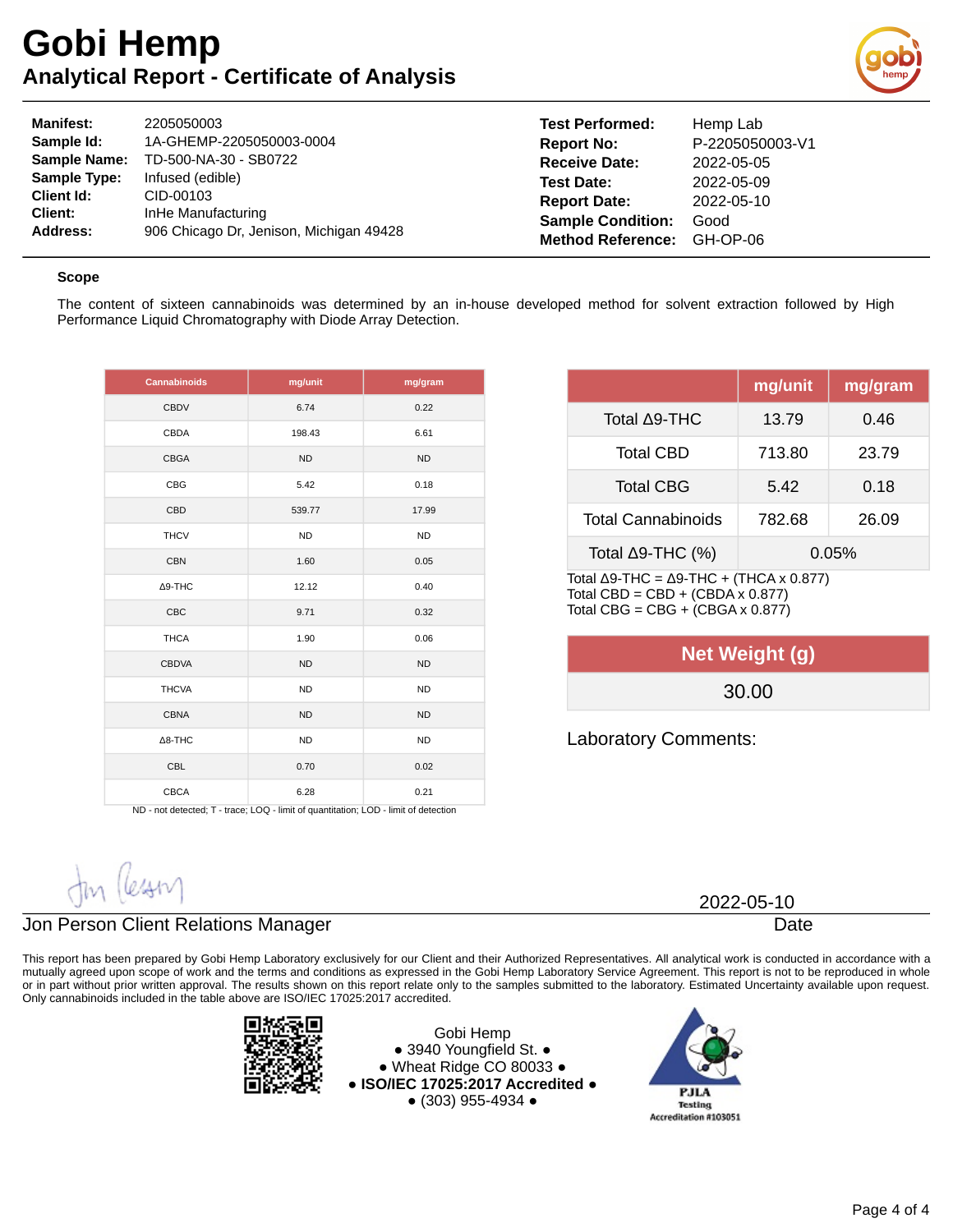# Gobi Hemp

## Analytical Report - Certificate of Analysis

| | |
|---|---|
| **Manifest:** | 2205050003 |
| **Sample Id:** | 1A-GHEMP-2205050003-0004 |
| **Sample Name:** | TD-500-NA-30 - SB0722 |
| **Sample Type:** | Infused (edible) |
| **Client Id:** | CID-00103 |
| **Client:** | InHe Manufacturing |
| **Address:** | 906 Chicago Dr, Jenison, Michigan 49428 |

| | |
|---|---|
| **Test Performed:** | Hemp Lab |
| **Report No:** | P-2205050003-V1 |
| **Receive Date:** | 2022-05-05 |
| **Test Date:** | 2022-05-09 |
| **Report Date:** | 2022-05-10 |
| **Sample Condition:** | Good |
| **Method Reference:** | GH-OP-06 |

### Scope

The content of sixteen cannabinoids was determined by an in-house developed method for solvent extraction followed by High Performance Liquid Chromatography with Diode Array Detection.

| Cannabinoids | mg/unit | mg/gram |
|---|---|---|
| CBDV | 6.74 | 0.22 |
| CBDA | 198.43 | 6.61 |
| CBGA | ND | ND |
| CBG | 5.42 | 0.18 |
| CBD | 539.77 | 17.99 |
| THCV | ND | ND |
| CBN | 1.60 | 0.05 |
| Δ9-THC | 12.12 | 0.40 |
| CBC | 9.71 | 0.32 |
| THCA | 1.90 | 0.06 |
| CBDVA | ND | ND |
| THCVA | ND | ND |
| CBNA | ND | ND |
| Δ8-THC | ND | ND |
| CBL | 0.70 | 0.02 |
| CBCA | 6.28 | 0.21 |

ND - not detected; T - trace; LOQ - limit of quantitation; LOD - limit of detection

| | mg/unit | mg/gram |
|---|---|---|
| Total Δ9-THC | 13.79 | 0.46 |
| Total CBD | 713.80 | 23.79 |
| Total CBG | 5.42 | 0.18 |
| Total Cannabinoids | 782.68 | 26.09 |
| Total Δ9-THC (%) | 0.05% | |

Total Δ9-THC = Δ9-THC + (THCA x 0.877)
Total CBD = CBD + (CBDA x 0.877)
Total CBG = CBG + (CBGA x 0.877)

| Net Weight (g) |
|---|
| 30.00 |

Laboratory Comments:

Jon Person Client Relations Manager

2022-05-10
Date

This report has been prepared by Gobi Hemp Laboratory exclusively for our Client and their Authorized Representatives. All analytical work is conducted in accordance with a mutually agreed upon scope of work and the terms and conditions as expressed in the Gobi Hemp Laboratory Service Agreement. This report is not to be reproduced in whole or in part without prior written approval. The results shown on this report relate only to the samples submitted to the laboratory. Estimated Uncertainty available upon request. Only cannabinoids included in the table above are ISO/IEC 17025:2017 accredited.

Gobi Hemp
• 3940 Youngfield St. •
• Wheat Ridge CO 80033 •
• **ISO/IEC 17025:2017 Accredited** •
• (303) 955-4934 •

PJLA Testing Accreditation #103051